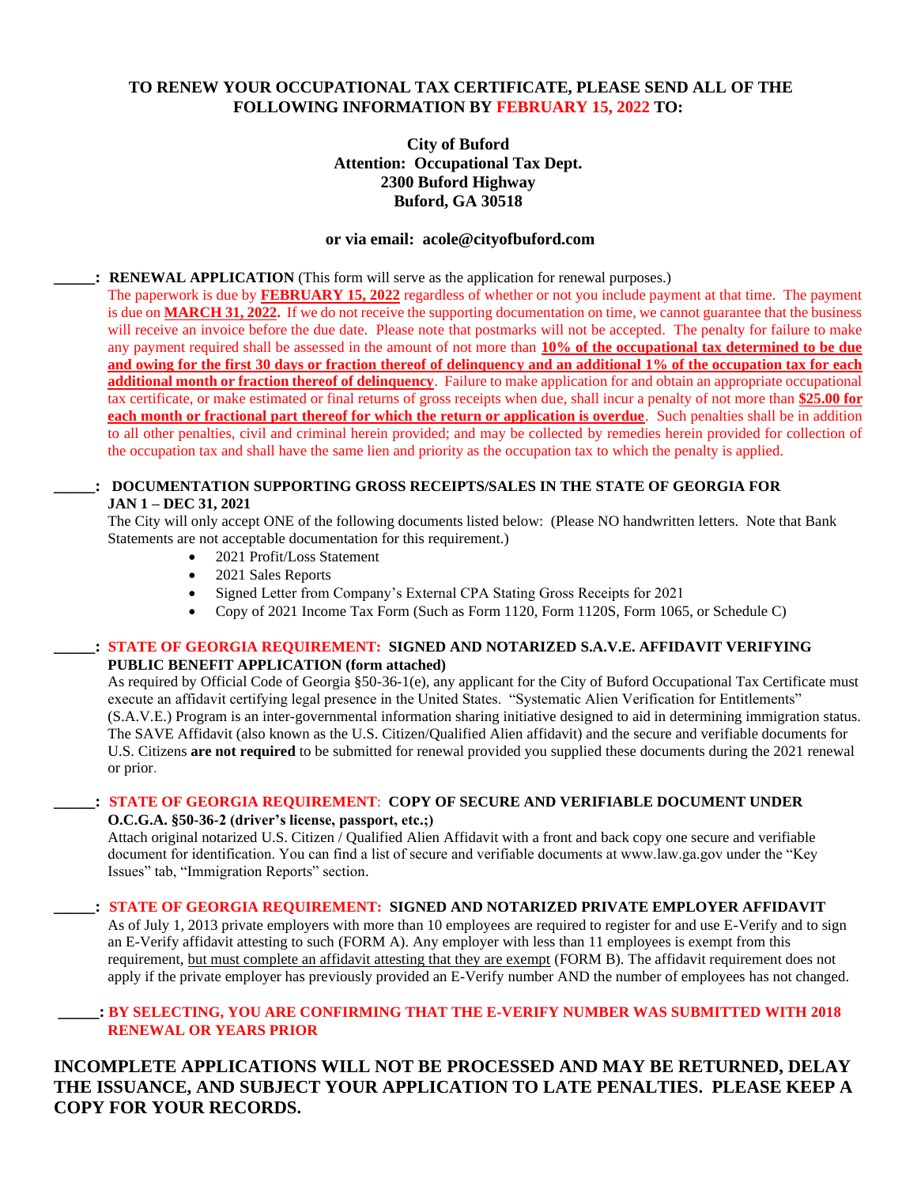**TO RENEW YOUR OCCUPATIONAL TAX CERTIFICATE, PLEASE SEND ALL OF THE FOLLOWING INFORMATION BY FEBRUARY 15, 2022 TO:**

**City of Buford**
**Attention: Occupational Tax Dept.**
**2300 Buford Highway**
**Buford, GA 30518**

**or via email: acole@cityofbuford.com**

_____: **RENEWAL APPLICATION** (This form will serve as the application for renewal purposes.)

The paperwork is due by **FEBRUARY 15, 2022** regardless of whether or not you include payment at that time. The payment is due on **MARCH 31, 2022.** If we do not receive the supporting documentation on time, we cannot guarantee that the business will receive an invoice before the due date. Please note that postmarks will not be accepted. The penalty for failure to make any payment required shall be assessed in the amount of not more than **10% of the occupational tax determined to be due and owing for the first 30 days or fraction thereof of delinquency and an additional 1% of the occupation tax for each additional month or fraction thereof of delinquency**. Failure to make application for and obtain an appropriate occupational tax certificate, or make estimated or final returns of gross receipts when due, shall incur a penalty of not more than **$25.00 for each month or fractional part thereof for which the return or application is overdue**. Such penalties shall be in addition to all other penalties, civil and criminal herein provided; and may be collected by remedies herein provided for collection of the occupation tax and shall have the same lien and priority as the occupation tax to which the penalty is applied.

_____: **DOCUMENTATION SUPPORTING GROSS RECEIPTS/SALES IN THE STATE OF GEORGIA FOR JAN 1 – DEC 31, 2021**

The City will only accept ONE of the following documents listed below: (Please NO handwritten letters. Note that Bank Statements are not acceptable documentation for this requirement.)

- 2021 Profit/Loss Statement
- 2021 Sales Reports
- Signed Letter from Company's External CPA Stating Gross Receipts for 2021
- Copy of 2021 Income Tax Form (Such as Form 1120, Form 1120S, Form 1065, or Schedule C)

_____: **STATE OF GEORGIA REQUIREMENT: SIGNED AND NOTARIZED S.A.V.E. AFFIDAVIT VERIFYING PUBLIC BENEFIT APPLICATION (form attached)**

As required by Official Code of Georgia §50-36-1(e), any applicant for the City of Buford Occupational Tax Certificate must execute an affidavit certifying legal presence in the United States. "Systematic Alien Verification for Entitlements" (S.A.V.E.) Program is an inter-governmental information sharing initiative designed to aid in determining immigration status. The SAVE Affidavit (also known as the U.S. Citizen/Qualified Alien affidavit) and the secure and verifiable documents for U.S. Citizens **are not required** to be submitted for renewal provided you supplied these documents during the 2021 renewal or prior.

_____: **STATE OF GEORGIA REQUIREMENT: COPY OF SECURE AND VERIFIABLE DOCUMENT UNDER O.C.G.A. §50-36-2 (driver's license, passport, etc.;)**

Attach original notarized U.S. Citizen / Qualified Alien Affidavit with a front and back copy one secure and verifiable document for identification. You can find a list of secure and verifiable documents at www.law.ga.gov under the "Key Issues" tab, "Immigration Reports" section.

_____: **STATE OF GEORGIA REQUIREMENT: SIGNED AND NOTARIZED PRIVATE EMPLOYER AFFIDAVIT**

As of July 1, 2013 private employers with more than 10 employees are required to register for and use E-Verify and to sign an E-Verify affidavit attesting to such (FORM A). Any employer with less than 11 employees is exempt from this requirement, but must complete an affidavit attesting that they are exempt (FORM B). The affidavit requirement does not apply if the private employer has previously provided an E-Verify number AND the number of employees has not changed.

_____: **BY SELECTING, YOU ARE CONFIRMING THAT THE E-VERIFY NUMBER WAS SUBMITTED WITH 2018 RENEWAL OR YEARS PRIOR**

**INCOMPLETE APPLICATIONS WILL NOT BE PROCESSED AND MAY BE RETURNED, DELAY THE ISSUANCE, AND SUBJECT YOUR APPLICATION TO LATE PENALTIES. PLEASE KEEP A COPY FOR YOUR RECORDS.**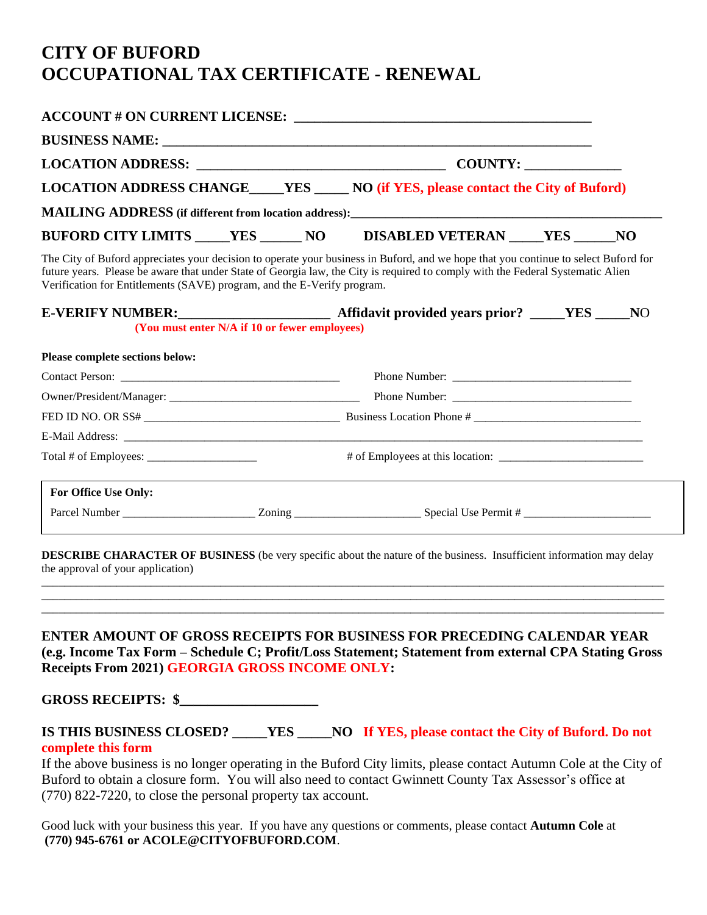# CITY OF BUFORD
# OCCUPATIONAL TAX CERTIFICATE - RENEWAL

**ACCOUNT # ON CURRENT LICENSE: ____________________________________________**

**BUSINESS NAME: ______________________________________________________________**

**LOCATION ADDRESS: ____________________________________ COUNTY: _____________**

**LOCATION ADDRESS CHANGE_____YES _____ NO (if YES, please contact the City of Buford)**

**MAILING ADDRESS (if different from location address):_____________________________________________**

**BUFORD CITY LIMITS _____YES ______ NO DISABLED VETERAN _____YES ______NO**

The City of Buford appreciates your decision to operate your business in Buford, and we hope that you continue to select Buford for future years. Please be aware that under State of Georgia law, the City is required to comply with the Federal Systematic Alien Verification for Entitlements (SAVE) program, and the E-Verify program.

**E-VERIFY NUMBER:______________________ Affidavit provided years prior? _____YES _____NO**
**(You must enter N/A if 10 or fewer employees)**

**Please complete sections below:**

Contact Person: ________________________________________ Phone Number: ______________________________

Owner/President/Manager: _________________________________ Phone Number: ______________________________

FED ID NO. OR SS# __________________________________ Business Location Phone # ____________________________

E-Mail Address: _____________________________________________________________________________________________

Total # of Employees: ___________________ # of Employees at this location: __________________________

**For Office Use Only:**

Parcel Number ______________________ Zoning _____________________ Special Use Permit # ______________________

**DESCRIBE CHARACTER OF BUSINESS** (be very specific about the nature of the business. Insufficient information may delay the approval of your application)

_____________________________________________________________________________________________________________
_____________________________________________________________________________________________________________
_____________________________________________________________________________________________________________

**ENTER AMOUNT OF GROSS RECEIPTS FOR BUSINESS FOR PRECEDING CALENDAR YEAR (e.g. Income Tax Form – Schedule C; Profit/Loss Statement; Statement from external CPA Stating Gross Receipts From 2021) GEORGIA GROSS INCOME ONLY:**

**GROSS RECEIPTS: $____________________**

**IS THIS BUSINESS CLOSED? _____YES _____NO If YES, please contact the City of Buford. Do not complete this form**

If the above business is no longer operating in the Buford City limits, please contact Autumn Cole at the City of Buford to obtain a closure form. You will also need to contact Gwinnett County Tax Assessor's office at (770) 822-7220, to close the personal property tax account.

Good luck with your business this year. If you have any questions or comments, please contact **Autumn Cole** at **(770) 945-6761 or ACOLE@CITYOFBUFORD.COM**.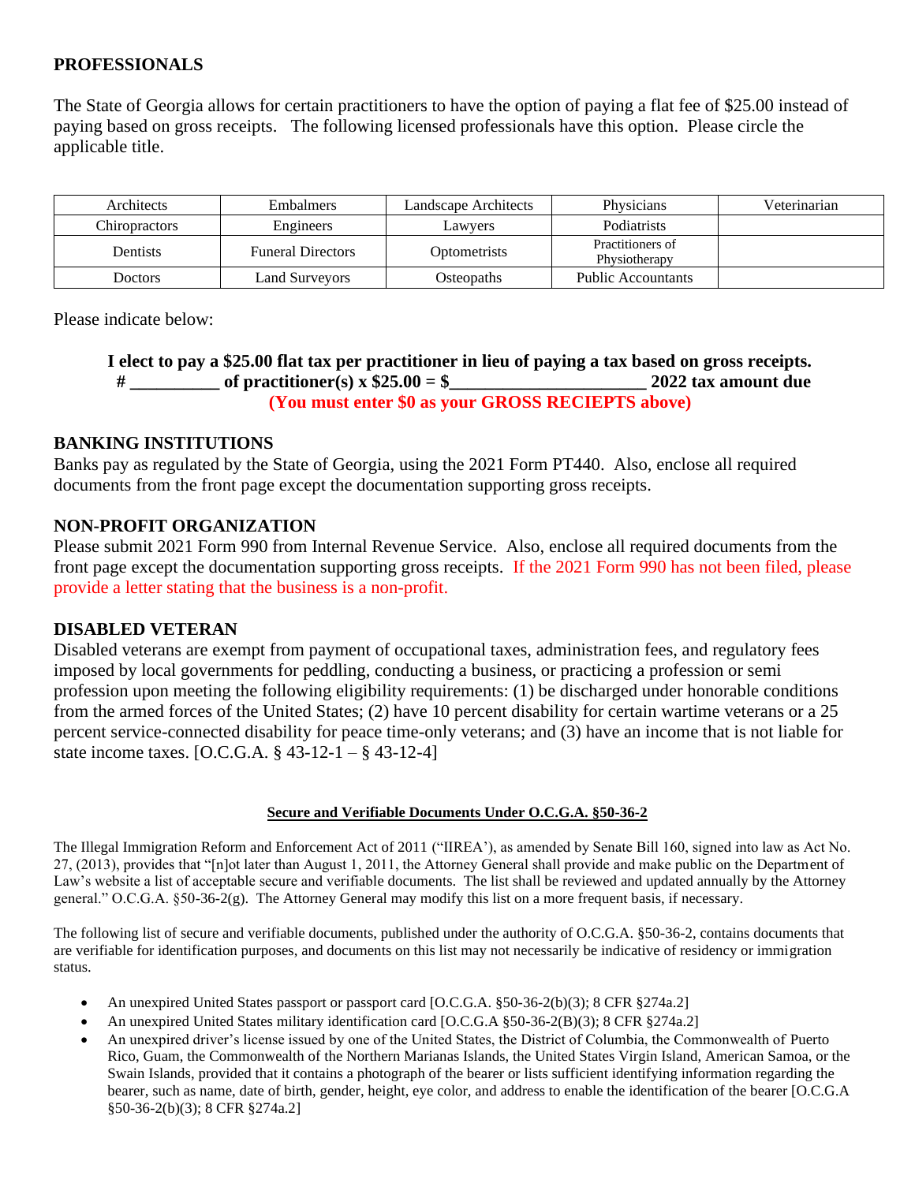## PROFESSIONALS

The State of Georgia allows for certain practitioners to have the option of paying a flat fee of $25.00 instead of paying based on gross receipts. The following licensed professionals have this option. Please circle the applicable title.

| Architects | Embalmers | Landscape Architects | Physicians | Veterinarian |
|---|---|---|---|---|
| Chiropractors | Engineers | Lawyers | Podiatrists | |
| Dentists | Funeral Directors | Optometrists | Practitioners of Physiotherapy | |
| Doctors | Land Surveyors | Osteopaths | Public Accountants | |

Please indicate below:

**I elect to pay a $25.00 flat tax per practitioner in lieu of paying a tax based on gross receipts.**
**# __________ of practitioner(s) x $25.00 = $______________________ 2022 tax amount due**
**(You must enter $0 as your GROSS RECIEPTS above)**

## BANKING INSTITUTIONS

Banks pay as regulated by the State of Georgia, using the 2021 Form PT440. Also, enclose all required documents from the front page except the documentation supporting gross receipts.

## NON-PROFIT ORGANIZATION

Please submit 2021 Form 990 from Internal Revenue Service. Also, enclose all required documents from the front page except the documentation supporting gross receipts. If the 2021 Form 990 has not been filed, please provide a letter stating that the business is a non-profit.

## DISABLED VETERAN

Disabled veterans are exempt from payment of occupational taxes, administration fees, and regulatory fees imposed by local governments for peddling, conducting a business, or practicing a profession or semi profession upon meeting the following eligibility requirements: (1) be discharged under honorable conditions from the armed forces of the United States; (2) have 10 percent disability for certain wartime veterans or a 25 percent service-connected disability for peace time-only veterans; and (3) have an income that is not liable for state income taxes. [O.C.G.A. § 43-12-1 – § 43-12-4]

### Secure and Verifiable Documents Under O.C.G.A. §50-36-2

The Illegal Immigration Reform and Enforcement Act of 2011 ("IIREA'), as amended by Senate Bill 160, signed into law as Act No. 27, (2013), provides that "[n]ot later than August 1, 2011, the Attorney General shall provide and make public on the Department of Law's website a list of acceptable secure and verifiable documents. The list shall be reviewed and updated annually by the Attorney general." O.C.G.A. §50-36-2(g). The Attorney General may modify this list on a more frequent basis, if necessary.

The following list of secure and verifiable documents, published under the authority of O.C.G.A. §50-36-2, contains documents that are verifiable for identification purposes, and documents on this list may not necessarily be indicative of residency or immigration status.

- An unexpired United States passport or passport card [O.C.G.A. §50-36-2(b)(3); 8 CFR §274a.2]
- An unexpired United States military identification card [O.C.G.A §50-36-2(B)(3); 8 CFR §274a.2]
- An unexpired driver's license issued by one of the United States, the District of Columbia, the Commonwealth of Puerto Rico, Guam, the Commonwealth of the Northern Marianas Islands, the United States Virgin Island, American Samoa, or the Swain Islands, provided that it contains a photograph of the bearer or lists sufficient identifying information regarding the bearer, such as name, date of birth, gender, height, eye color, and address to enable the identification of the bearer [O.C.G.A §50-36-2(b)(3); 8 CFR §274a.2]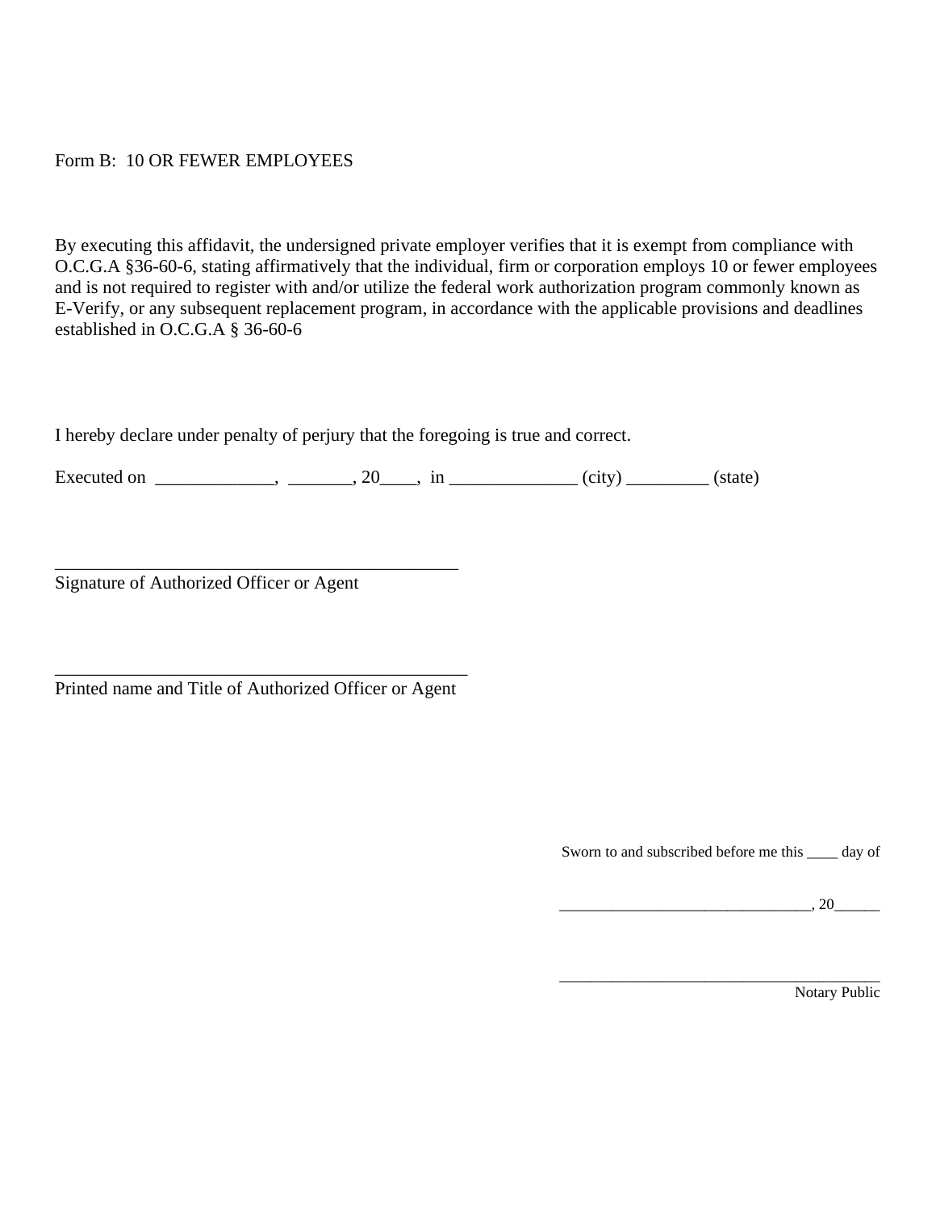Form B: 10 OR FEWER EMPLOYEES

By executing this affidavit, the undersigned private employer verifies that it is exempt from compliance with O.C.G.A §36-60-6, stating affirmatively that the individual, firm or corporation employs 10 or fewer employees and is not required to register with and/or utilize the federal work authorization program commonly known as E-Verify, or any subsequent replacement program, in accordance with the applicable provisions and deadlines established in O.C.G.A § 36-60-6

I hereby declare under penalty of perjury that the foregoing is true and correct.

Executed on _____________, _______, 20____, in ______________ (city) _________ (state)

_______________________________________________
Signature of Authorized Officer or Agent

________________________________________________
Printed name and Title of Authorized Officer or Agent

Sworn to and subscribed before me this ____ day of

________________________________, 20______

_________________________________________
Notary Public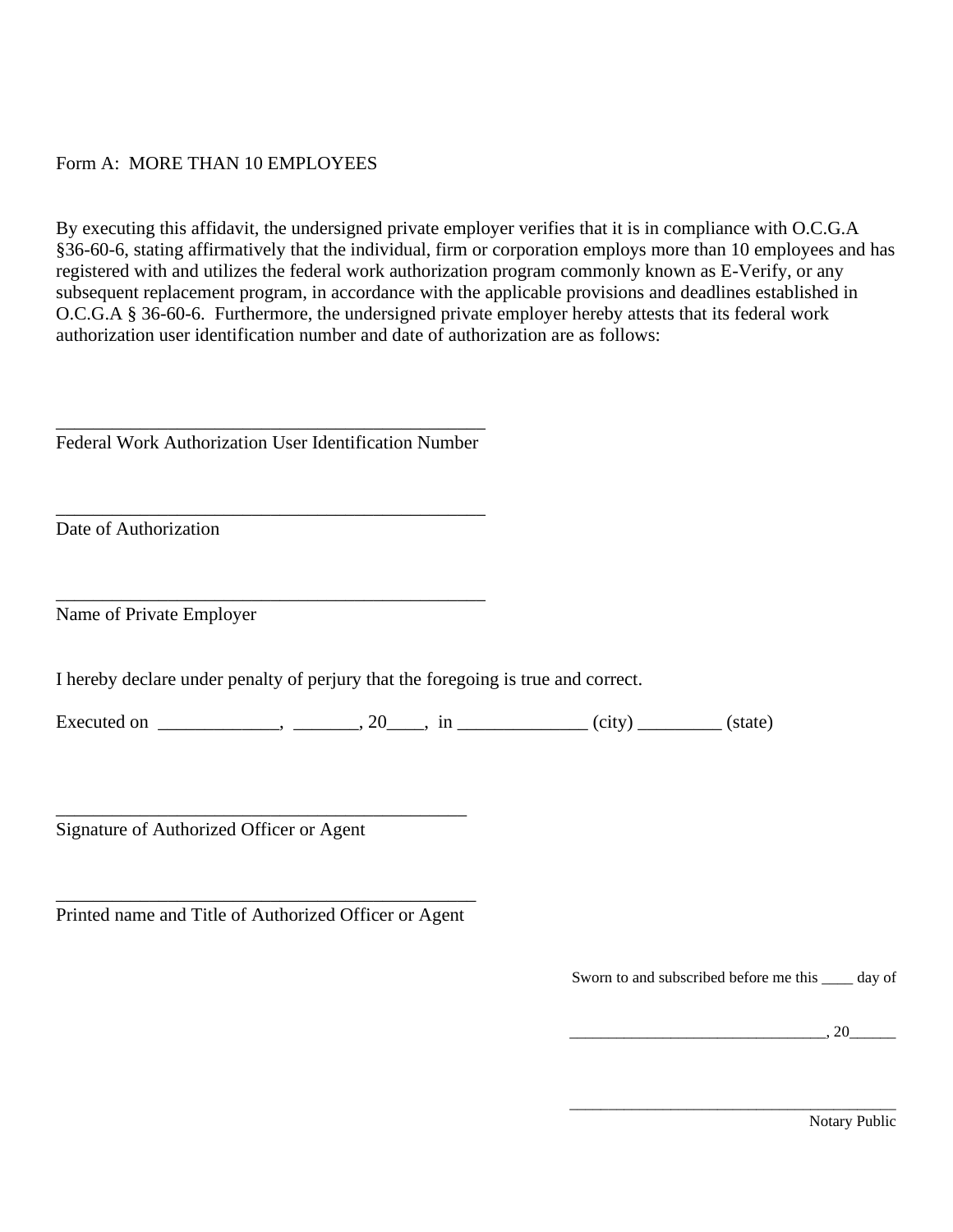Form A: MORE THAN 10 EMPLOYEES

By executing this affidavit, the undersigned private employer verifies that it is in compliance with O.C.G.A §36-60-6, stating affirmatively that the individual, firm or corporation employs more than 10 employees and has registered with and utilizes the federal work authorization program commonly known as E-Verify, or any subsequent replacement program, in accordance with the applicable provisions and deadlines established in O.C.G.A § 36-60-6. Furthermore, the undersigned private employer hereby attests that its federal work authorization user identification number and date of authorization are as follows:

_______________________________________________
Federal Work Authorization User Identification Number

_______________________________________________
Date of Authorization

_______________________________________________
Name of Private Employer

I hereby declare under penalty of perjury that the foregoing is true and correct.

Executed on _____________, _______, 20____, in ______________ (city) _________ (state)

_____________________________________________
Signature of Authorized Officer or Agent

______________________________________________
Printed name and Title of Authorized Officer or Agent

Sworn to and subscribed before me this ____ day of

_________________________________, 20______

__________________________________________
Notary Public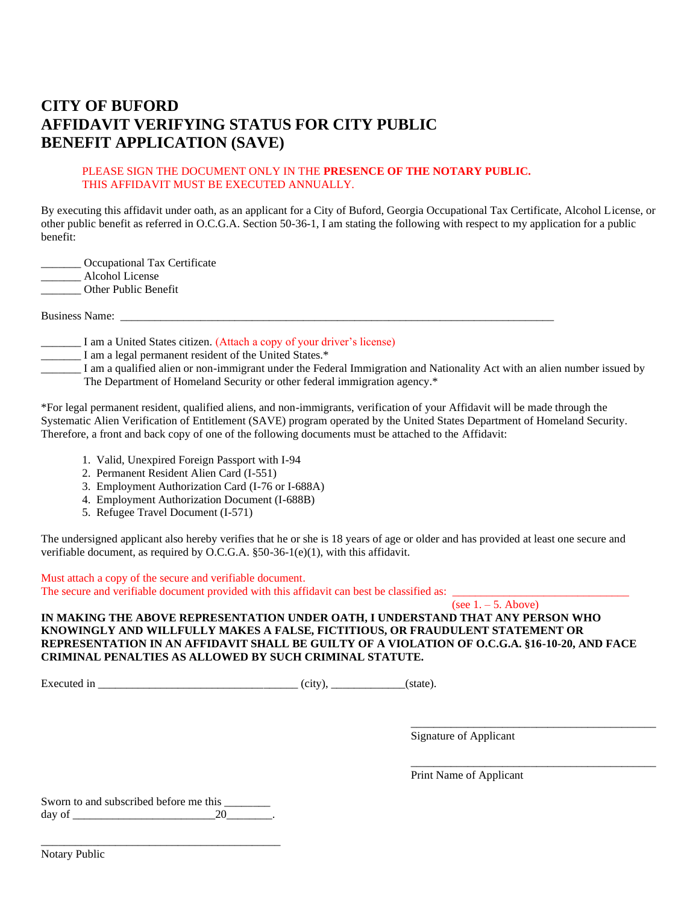# CITY OF BUFORD
# AFFIDAVIT VERIFYING STATUS FOR CITY PUBLIC BENEFIT APPLICATION (SAVE)

PLEASE SIGN THE DOCUMENT ONLY IN THE **PRESENCE OF THE NOTARY PUBLIC.**
THIS AFFIDAVIT MUST BE EXECUTED ANNUALLY.

By executing this affidavit under oath, as an applicant for a City of Buford, Georgia Occupational Tax Certificate, Alcohol License, or other public benefit as referred in O.C.G.A. Section 50-36-1, I am stating the following with respect to my application for a public benefit:

_______ Occupational Tax Certificate
_______ Alcohol License
_______ Other Public Benefit

Business Name: ___________________________________________________________________________

_______ I am a United States citizen. (Attach a copy of your driver's license)
_______ I am a legal permanent resident of the United States.*
_______ I am a qualified alien or non-immigrant under the Federal Immigration and Nationality Act with an alien number issued by The Department of Homeland Security or other federal immigration agency.*

*For legal permanent resident, qualified aliens, and non-immigrants, verification of your Affidavit will be made through the Systematic Alien Verification of Entitlement (SAVE) program operated by the United States Department of Homeland Security. Therefore, a front and back copy of one of the following documents must be attached to the Affidavit:

1. Valid, Unexpired Foreign Passport with I-94
2. Permanent Resident Alien Card (I-551)
3. Employment Authorization Card (I-76 or I-688A)
4. Employment Authorization Document (I-688B)
5. Refugee Travel Document (I-571)

The undersigned applicant also hereby verifies that he or she is 18 years of age or older and has provided at least one secure and verifiable document, as required by O.C.G.A. §50-36-1(e)(1), with this affidavit.

Must attach a copy of the secure and verifiable document.
The secure and verifiable document provided with this affidavit can best be classified as: ______________________________
(see 1. – 5. Above)

**IN MAKING THE ABOVE REPRESENTATION UNDER OATH, I UNDERSTAND THAT ANY PERSON WHO KNOWINGLY AND WILLFULLY MAKES A FALSE, FICTITIOUS, OR FRAUDULENT STATEMENT OR REPRESENTATION IN AN AFFIDAVIT SHALL BE GUILTY OF A VIOLATION OF O.C.G.A. §16-10-20, AND FACE CRIMINAL PENALTIES AS ALLOWED BY SUCH CRIMINAL STATUTE.**

Executed in __________________________________ (city), _____________(state).

_____________________________________________
Signature of Applicant

_____________________________________________
Print Name of Applicant

Sworn to and subscribed before me this ________
day of ________________________20________.

_____________________________________________
Notary Public